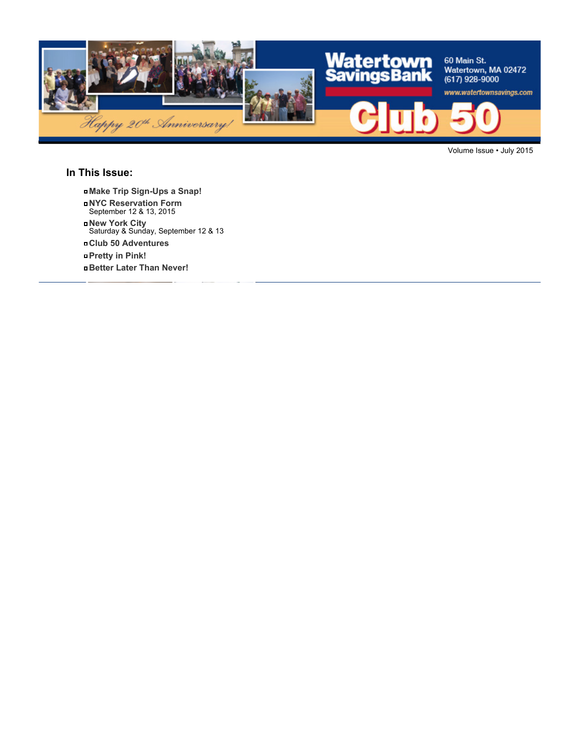Watertown Savings Bank

60 Main St.
Watertown, MA 02472
(617) 928-9000
www.watertownsavings.com

# Club 50

*Happy 20th Anniversary!*

Volume Issue • July 2015

## In This Issue:

- **Make Trip Sign-Ups a Snap!**
- **NYC Reservation Form**
  September 12 & 13, 2015
- **New York City**
  Saturday & Sunday, September 12 & 13
- **Club 50 Adventures**
- **Pretty in Pink!**
- **Better Later Than Never!**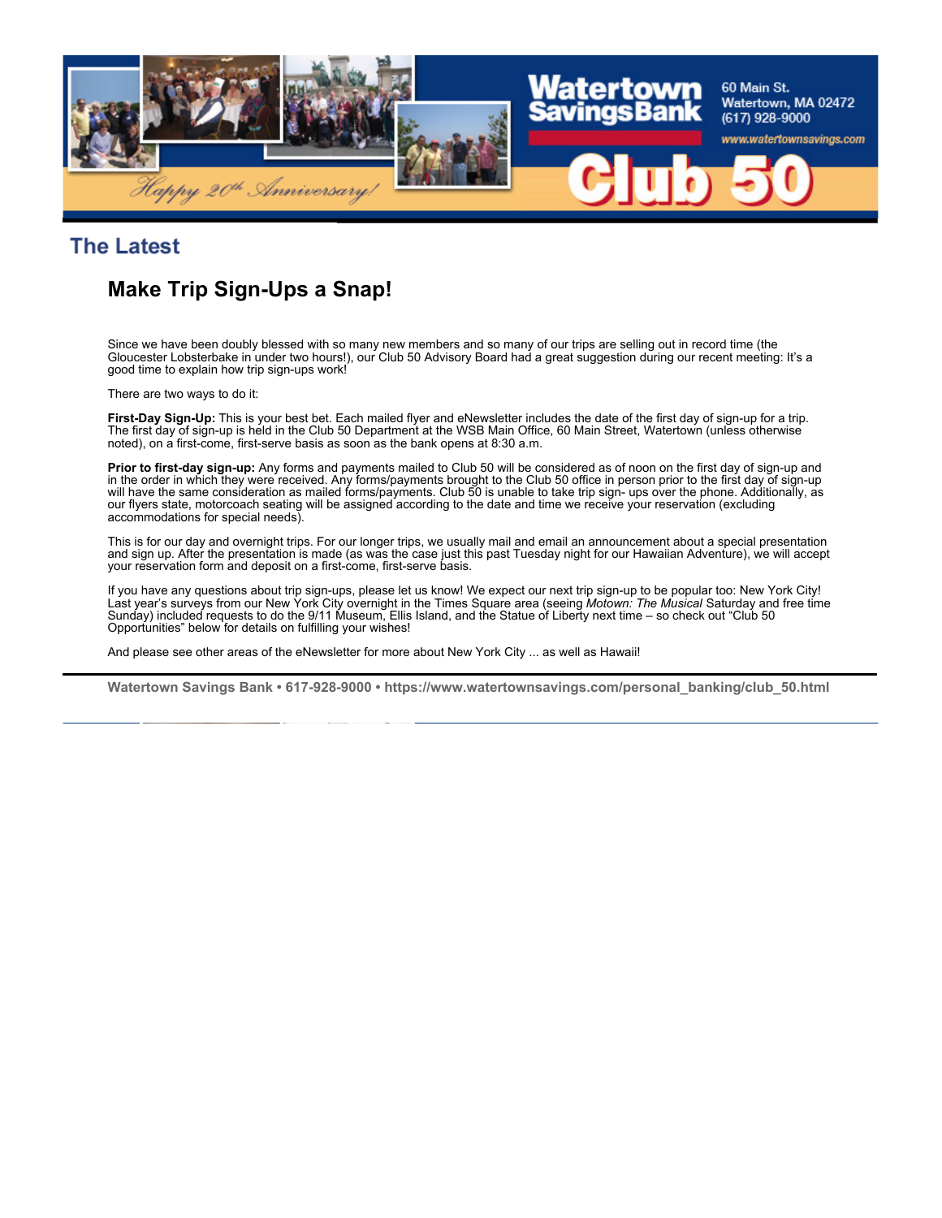## The Latest

### Make Trip Sign-Ups a Snap!

Since we have been doubly blessed with so many new members and so many of our trips are selling out in record time (the Gloucester Lobsterbake in under two hours!), our Club 50 Advisory Board had a great suggestion during our recent meeting: It's a good time to explain how trip sign-ups work!

There are two ways to do it:

**First-Day Sign-Up:** This is your best bet. Each mailed flyer and eNewsletter includes the date of the first day of sign-up for a trip. The first day of sign-up is held in the Club 50 Department at the WSB Main Office, 60 Main Street, Watertown (unless otherwise noted), on a first-come, first-serve basis as soon as the bank opens at 8:30 a.m.

**Prior to first-day sign-up:** Any forms and payments mailed to Club 50 will be considered as of noon on the first day of sign-up and in the order in which they were received. Any forms/payments brought to the Club 50 office in person prior to the first day of sign-up will have the same consideration as mailed forms/payments. Club 50 is unable to take trip sign- ups over the phone. Additionally, as our flyers state, motorcoach seating will be assigned according to the date and time we receive your reservation (excluding accommodations for special needs).

This is for our day and overnight trips. For our longer trips, we usually mail and email an announcement about a special presentation and sign up. After the presentation is made (as was the case just this past Tuesday night for our Hawaiian Adventure), we will accept your reservation form and deposit on a first-come, first-serve basis.

If you have any questions about trip sign-ups, please let us know! We expect our next trip sign-up to be popular too: New York City! Last year's surveys from our New York City overnight in the Times Square area (seeing *Motown: The Musical* Saturday and free time Sunday) included requests to do the 9/11 Museum, Ellis Island, and the Statue of Liberty next time – so check out "Club 50 Opportunities" below for details on fulfilling your wishes!

And please see other areas of the eNewsletter for more about New York City ... as well as Hawaii!

---

**Watertown Savings Bank • 617-928-9000 • https://www.watertownsavings.com/personal_banking/club_50.html**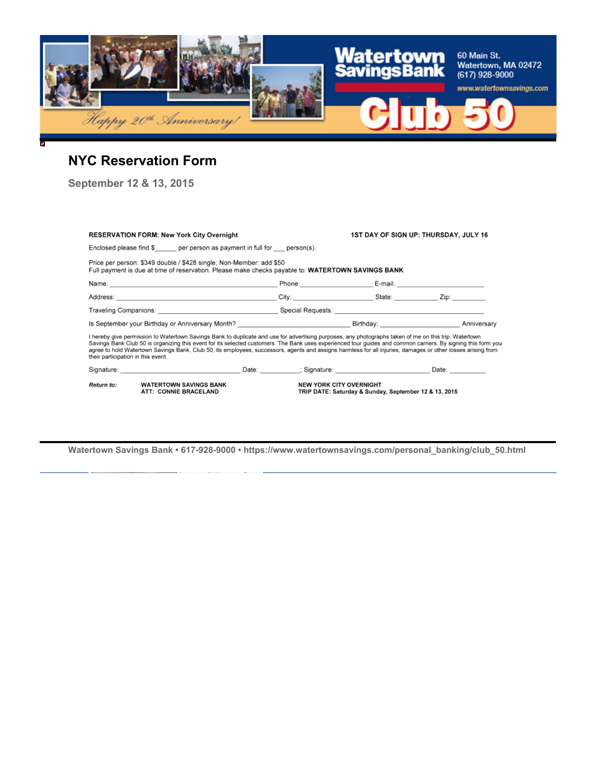Watertown Savings Bank

60 Main St.
Watertown, MA 02472
(617) 928-9000
www.watertownsavings.com

Happy 20th Anniversary!

Club 50

# NYC Reservation Form

### September 12 & 13, 2015

**RESERVATION FORM:** New York City Overnight **1ST DAY OF SIGN UP: THURSDAY, JULY 16**

Enclosed please find $______ per person as payment in full for ___ person(s).

Price per person: $349 double / $428 single; Non-Member: add $50
Full payment is due at time of reservation. Please make checks payable to: **WATERTOWN SAVINGS BANK**

Name: ______________________________ Phone: __________________ E-mail: ______________________

Address: ______________________________ City: ____________________ State: ___________ Zip: _________

Traveling Companions: ______________________________ Special Requests: ______________________________

Is September your Birthday or Anniversary Month? ____________________________ Birthday; ____________________ Anniversary

I hereby give permission to Watertown Savings Bank to duplicate and use for advertising purposes, any photographs taken of me on this trip. Watertown Savings Bank Club 50 is organizing this event for its selected customers. The Bank uses experienced tour guides and common carriers. By signing this form you agree to hold Watertown Savings Bank, Club 50, its employees, successors, agents and assigns harmless for all injuries, damages or other losses arising from their participation in this event.

Signature: ______________________________ Date: __________; Signature: ______________________________ Date: __________

***Return to:*** **WATERTOWN SAVINGS BANK**
**ATT: CONNIE BRACELAND**

**NEW YORK CITY OVERNIGHT**
**TRIP DATE: Saturday & Sunday, September 12 & 13, 2015**

Watertown Savings Bank • 617-928-9000 • https://www.watertownsavings.com/personal_banking/club_50.html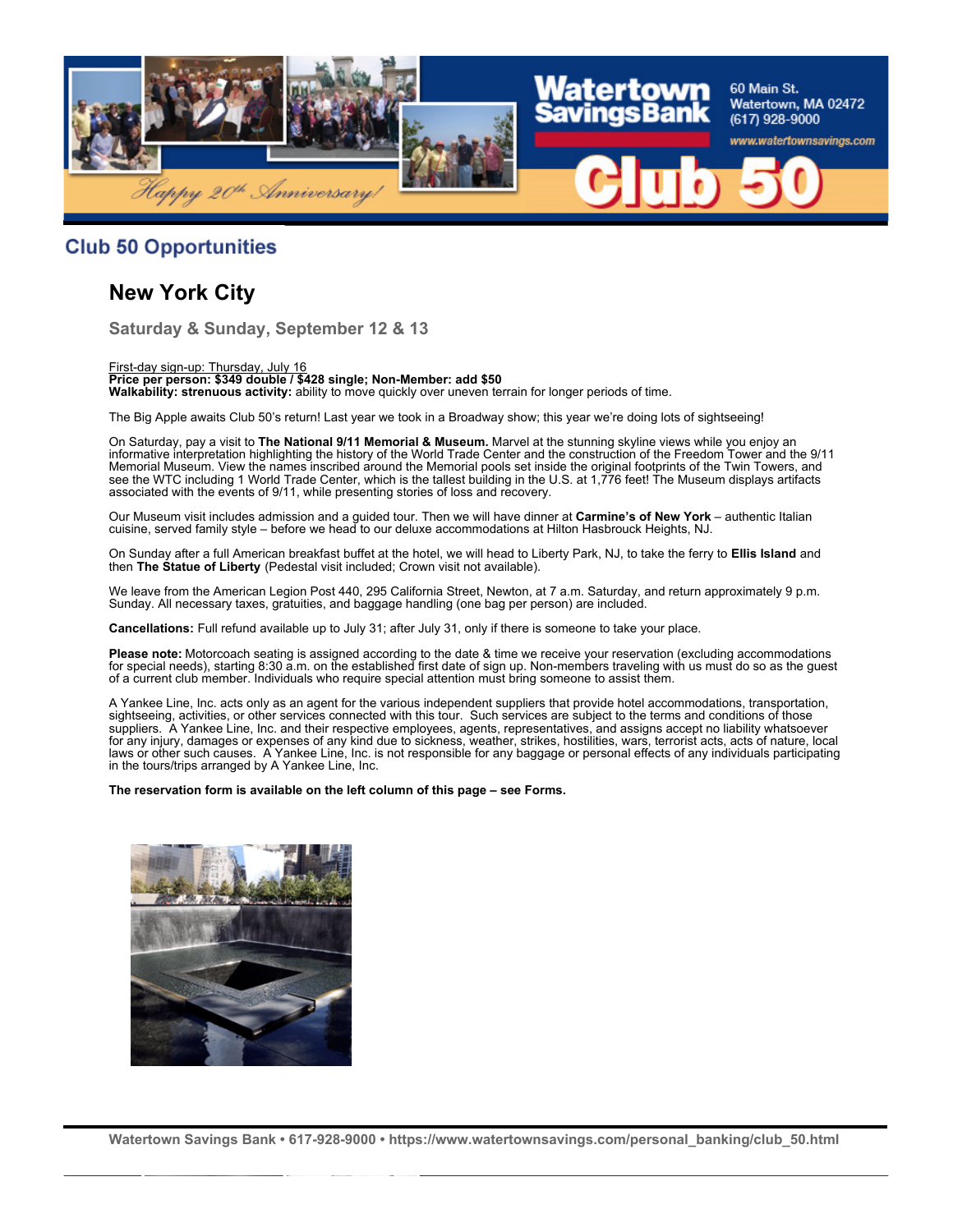## Club 50 Opportunities

### New York City

**Saturday & Sunday, September 12 & 13**

First-day sign-up: Thursday, July 16
**Price per person: $349 double / $428 single; Non-Member: add $50**
**Walkability: strenuous activity:** ability to move quickly over uneven terrain for longer periods of time.

The Big Apple awaits Club 50's return! Last year we took in a Broadway show; this year we're doing lots of sightseeing!

On Saturday, pay a visit to **The National 9/11 Memorial & Museum.** Marvel at the stunning skyline views while you enjoy an informative interpretation highlighting the history of the World Trade Center and the construction of the Freedom Tower and the 9/11 Memorial Museum. View the names inscribed around the Memorial pools set inside the original footprints of the Twin Towers, and see the WTC including 1 World Trade Center, which is the tallest building in the U.S. at 1,776 feet! The Museum displays artifacts associated with the events of 9/11, while presenting stories of loss and recovery.

Our Museum visit includes admission and a guided tour. Then we will have dinner at **Carmine's of New York** – authentic Italian cuisine, served family style – before we head to our deluxe accommodations at Hilton Hasbrouck Heights, NJ.

On Sunday after a full American breakfast buffet at the hotel, we will head to Liberty Park, NJ, to take the ferry to **Ellis Island** and then **The Statue of Liberty** (Pedestal visit included; Crown visit not available).

We leave from the American Legion Post 440, 295 California Street, Newton, at 7 a.m. Saturday, and return approximately 9 p.m. Sunday. All necessary taxes, gratuities, and baggage handling (one bag per person) are included.

**Cancellations:** Full refund available up to July 31; after July 31, only if there is someone to take your place.

**Please note:** Motorcoach seating is assigned according to the date & time we receive your reservation (excluding accommodations for special needs), starting 8:30 a.m. on the established first date of sign up. Non-members traveling with us must do so as the guest of a current club member. Individuals who require special attention must bring someone to assist them.

A Yankee Line, Inc. acts only as an agent for the various independent suppliers that provide hotel accommodations, transportation, sightseeing, activities, or other services connected with this tour. Such services are subject to the terms and conditions of those suppliers. A Yankee Line, Inc. and their respective employees, agents, representatives, and assigns accept no liability whatsoever for any injury, damages or expenses of any kind due to sickness, weather, strikes, hostilities, wars, terrorist acts, acts of nature, local laws or other such causes. A Yankee Line, Inc. is not responsible for any baggage or personal effects of any individuals participating in the tours/trips arranged by A Yankee Line, Inc.

**The reservation form is available on the left column of this page – see Forms.**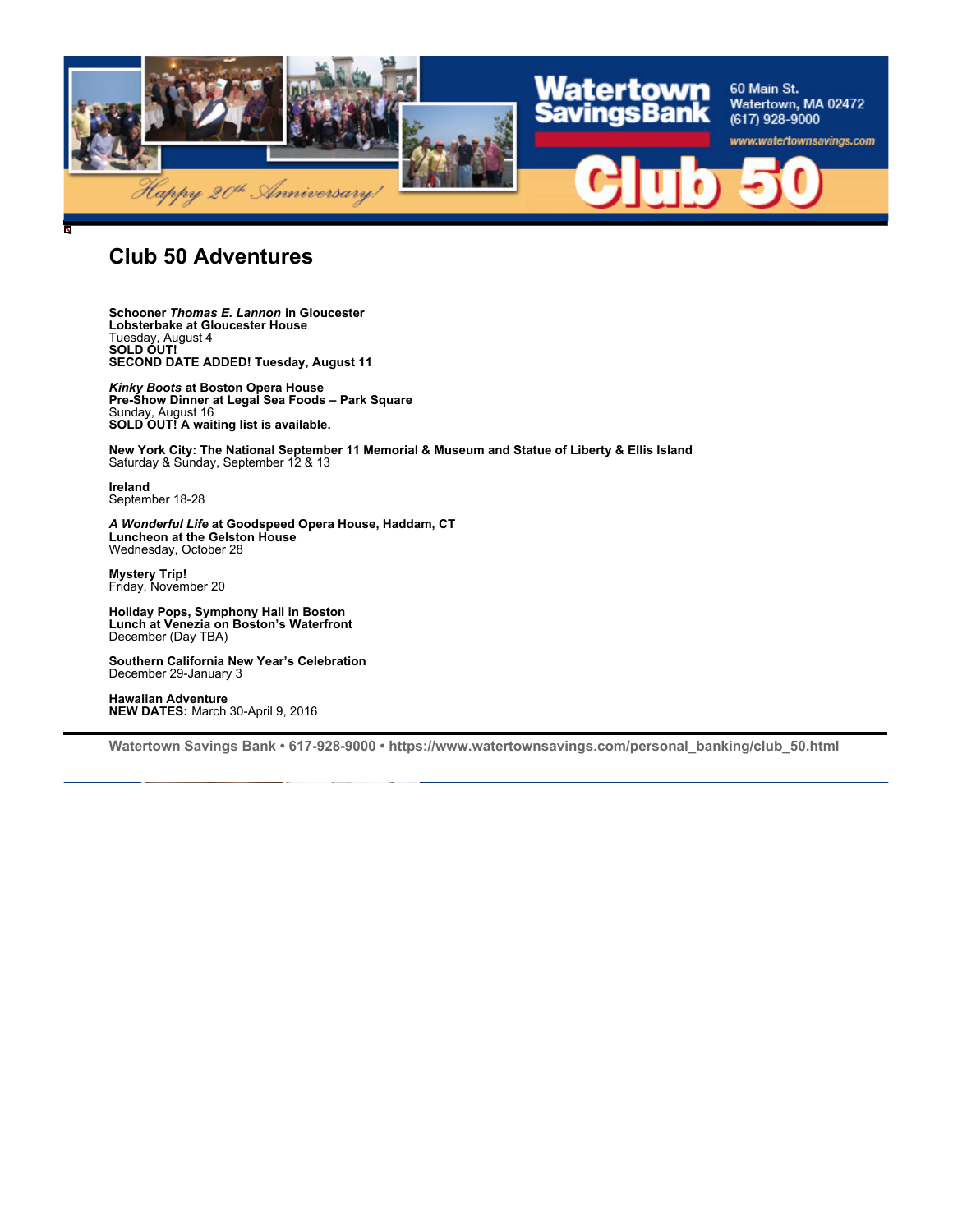# Club 50 Adventures

**Schooner *Thomas E. Lannon* in Gloucester**
**Lobsterbake at Gloucester House**
Tuesday, August 4
**SOLD OUT!**
**SECOND DATE ADDED! Tuesday, August 11**

***Kinky Boots* at Boston Opera House**
**Pre-Show Dinner at Legal Sea Foods – Park Square**
Sunday, August 16
**SOLD OUT! A waiting list is available.**

**New York City: The National September 11 Memorial & Museum and Statue of Liberty & Ellis Island**
Saturday & Sunday, September 12 & 13

**Ireland**
September 18-28

***A Wonderful Life* at Goodspeed Opera House, Haddam, CT**
**Luncheon at the Gelston House**
Wednesday, October 28

**Mystery Trip!**
Friday, November 20

**Holiday Pops, Symphony Hall in Boston**
**Lunch at Venezia on Boston's Waterfront**
December (Day TBA)

**Southern California New Year's Celebration**
December 29-January 3

**Hawaiian Adventure**
**NEW DATES:** March 30-April 9, 2016

Watertown Savings Bank • 617-928-9000 • https://www.watertownsavings.com/personal_banking/club_50.html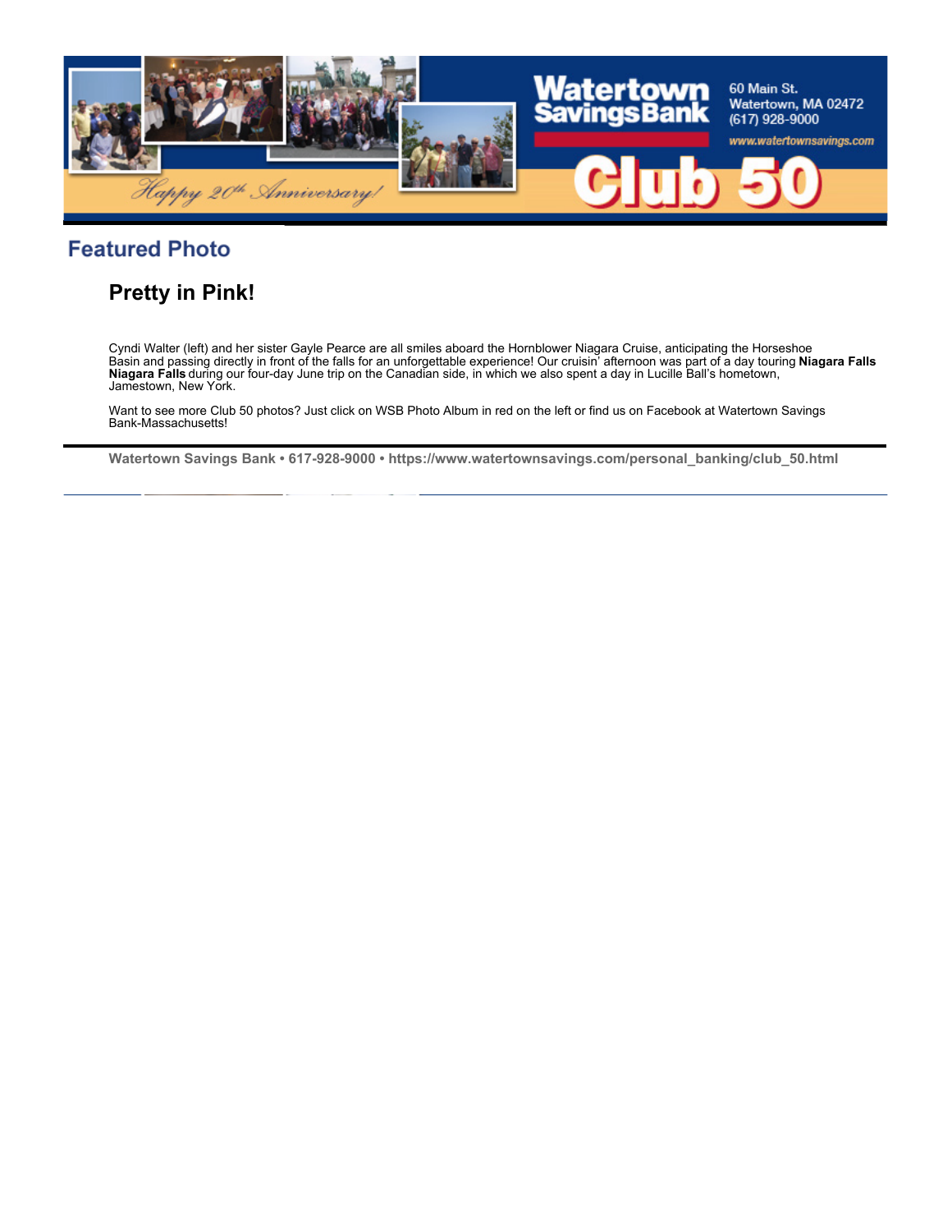Watertown Savings Bank

60 Main St.
Watertown, MA 02472
(617) 928-9000

www.watertownsavings.com

Happy 20th Anniversary!

Club 50

## Featured Photo

### Pretty in Pink!

Cyndi Walter (left) and her sister Gayle Pearce are all smiles aboard the Hornblower Niagara Cruise, anticipating the Horseshoe Basin and passing directly in front of the falls for an unforgettable experience! Our cruisin' afternoon was part of a day touring **Niagara Falls Niagara Falls** during our four-day June trip on the Canadian side, in which we also spent a day in Lucille Ball's hometown, Jamestown, New York.

Want to see more Club 50 photos? Just click on WSB Photo Album in red on the left or find us on Facebook at Watertown Savings Bank-Massachusetts!

**Watertown Savings Bank • 617-928-9000 • https://www.watertownsavings.com/personal_banking/club_50.html**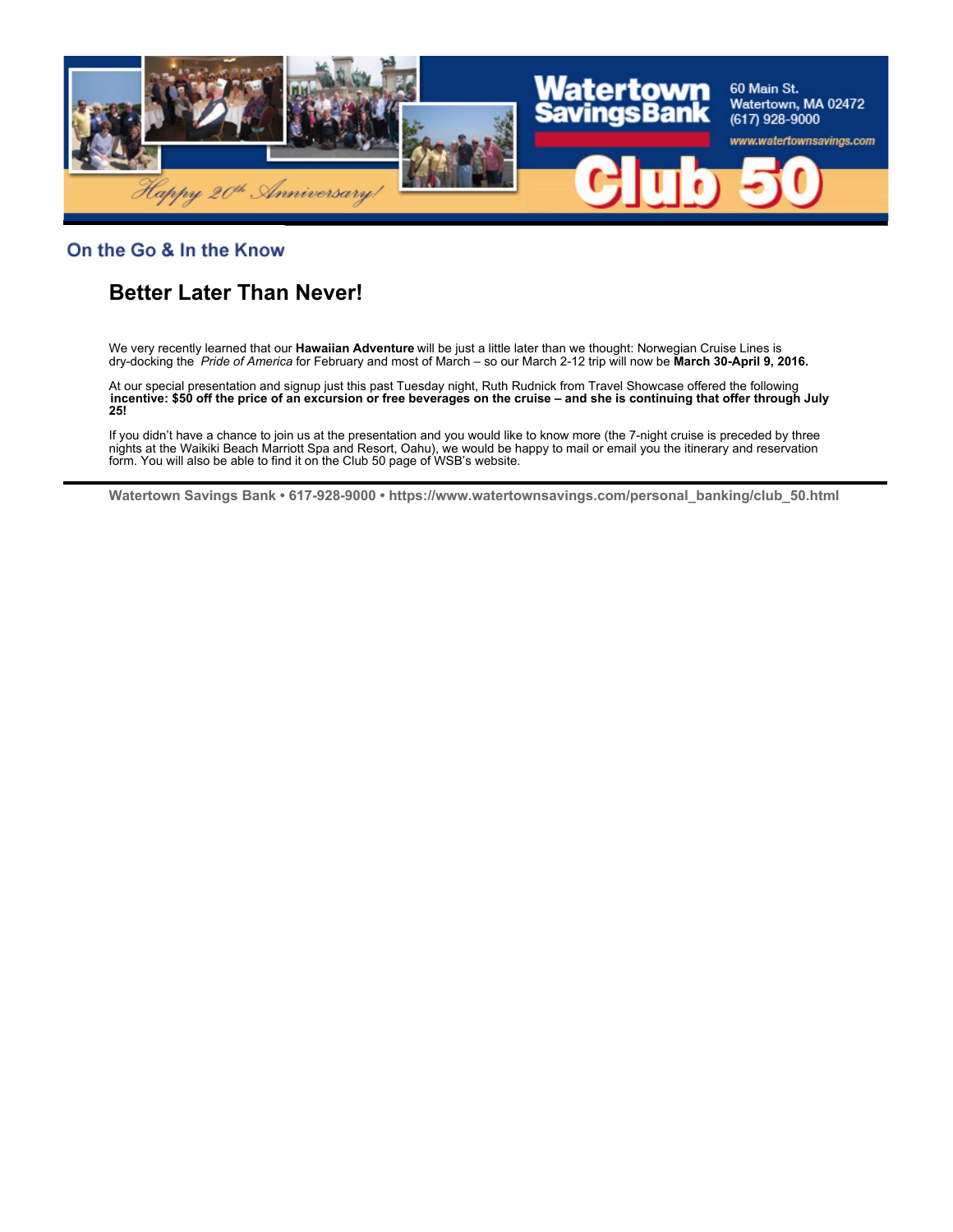On the Go & In the Know

## Better Later Than Never!

We very recently learned that our **Hawaiian Adventure** will be just a little later than we thought: Norwegian Cruise Lines is dry-docking the *Pride of America* for February and most of March – so our March 2-12 trip will now be **March 30-April 9, 2016.**

At our special presentation and signup just this past Tuesday night, Ruth Rudnick from Travel Showcase offered the following **incentive: $50 off the price of an excursion or free beverages on the cruise – and she is continuing that offer through July 25!**

If you didn't have a chance to join us at the presentation and you would like to know more (the 7-night cruise is preceded by three nights at the Waikiki Beach Marriott Spa and Resort, Oahu), we would be happy to mail or email you the itinerary and reservation form. You will also be able to find it on the Club 50 page of WSB's website.

**Watertown Savings Bank • 617-928-9000 • https://www.watertownsavings.com/personal_banking/club_50.html**